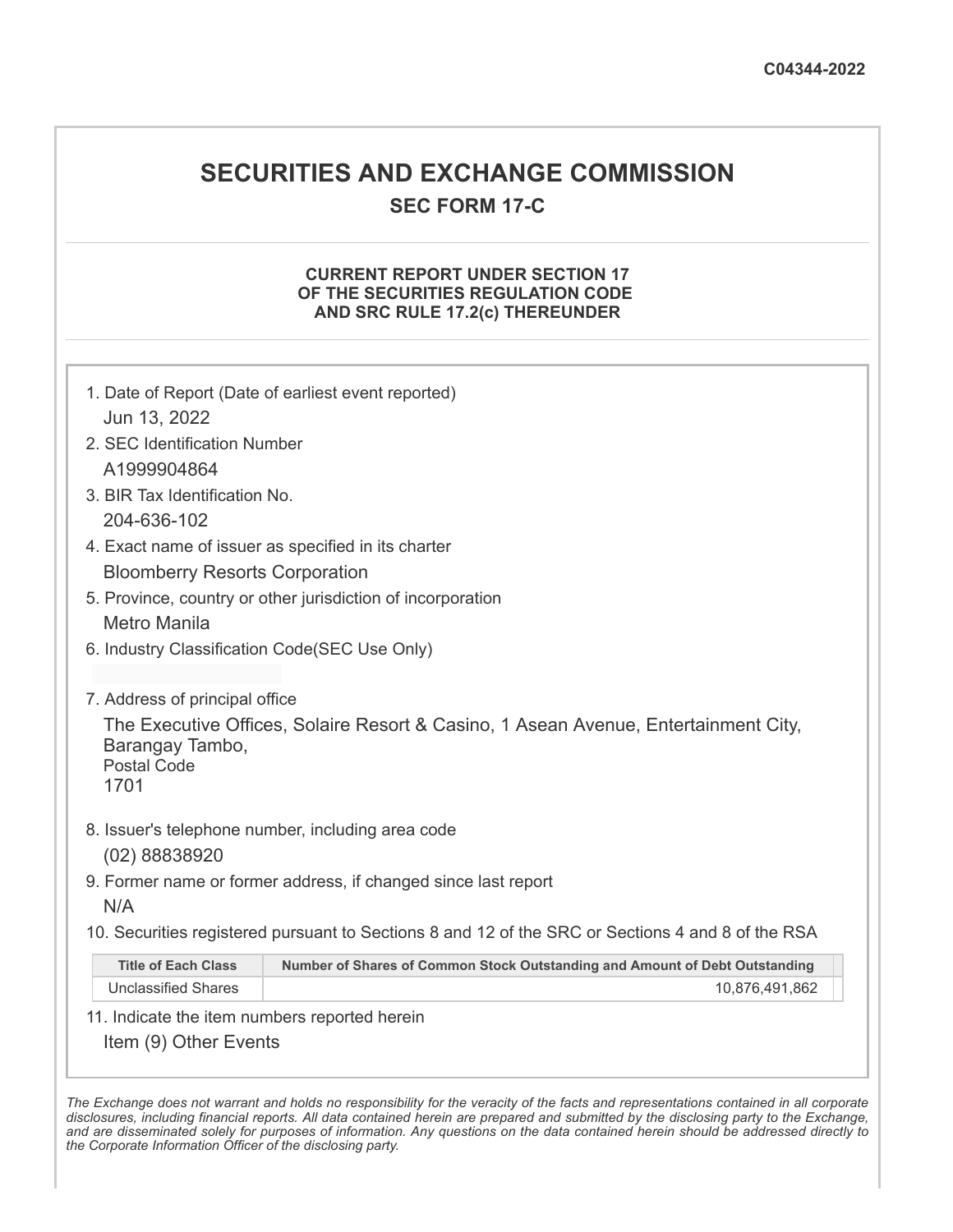C04344-2022

# SECURITIES AND EXCHANGE COMMISSION

## SEC FORM 17-C

### CURRENT REPORT UNDER SECTION 17 OF THE SECURITIES REGULATION CODE AND SRC RULE 17.2(c) THEREUNDER

1. Date of Report (Date of earliest event reported)
   Jun 13, 2022
2. SEC Identification Number
   A1999904864
3. BIR Tax Identification No.
   204-636-102
4. Exact name of issuer as specified in its charter
   Bloomberry Resorts Corporation
5. Province, country or other jurisdiction of incorporation
   Metro Manila
6. Industry Classification Code(SEC Use Only)

7. Address of principal office
   The Executive Offices, Solaire Resort & Casino, 1 Asean Avenue, Entertainment City, Barangay Tambo,
   Postal Code
   1701
8. Issuer's telephone number, including area code
   (02) 88838920
9. Former name or former address, if changed since last report
   N/A
10. Securities registered pursuant to Sections 8 and 12 of the SRC or Sections 4 and 8 of the RSA

| Title of Each Class | Number of Shares of Common Stock Outstanding and Amount of Debt Outstanding |
|---|---|
| Unclassified Shares | 10,876,491,862 |

11. Indicate the item numbers reported herein
    Item (9) Other Events

*The Exchange does not warrant and holds no responsibility for the veracity of the facts and representations contained in all corporate disclosures, including financial reports. All data contained herein are prepared and submitted by the disclosing party to the Exchange, and are disseminated solely for purposes of information. Any questions on the data contained herein should be addressed directly to the Corporate Information Officer of the disclosing party.*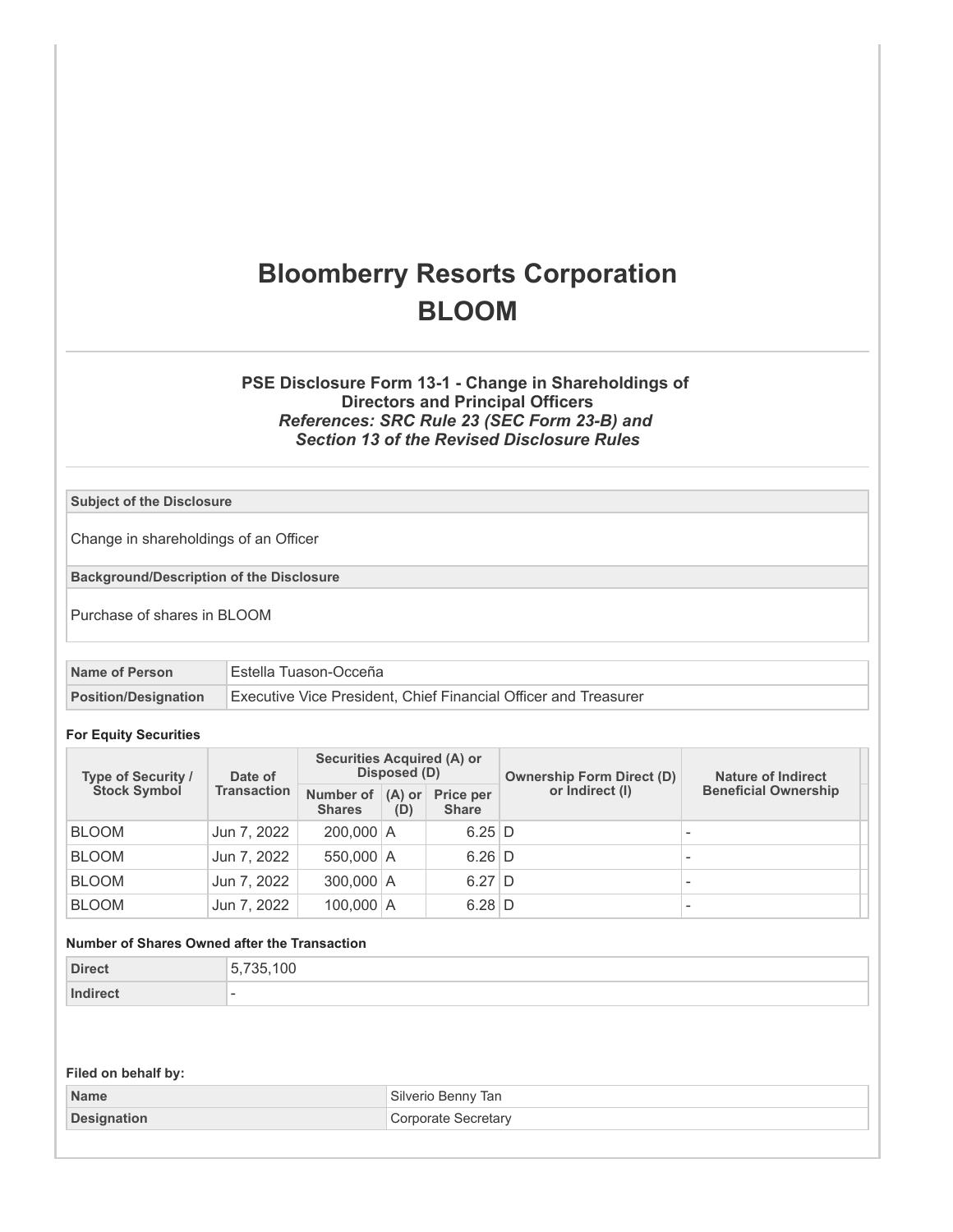# Bloomberry Resorts Corporation
# BLOOM

### PSE Disclosure Form 13-1 - Change in Shareholdings of Directors and Principal Officers
***References: SRC Rule 23 (SEC Form 23-B) and Section 13 of the Revised Disclosure Rules***

| Subject of the Disclosure |
|---|
| Change in shareholdings of an Officer |

| Background/Description of the Disclosure |
|---|
| Purchase of shares in BLOOM |

| | |
|---|---|
| **Name of Person** | Estella Tuason-Occeña |
| **Position/Designation** | Executive Vice President, Chief Financial Officer and Treasurer |

**For Equity Securities**

| Type of Security / Stock Symbol | Date of Transaction | Securities Acquired (A) or Disposed (D) | | | Ownership Form Direct (D) or Indirect (I) | Nature of Indirect Beneficial Ownership |
|---|---|---|---|---|---|---|
| | | Number of Shares | (A) or (D) | Price per Share | | |
| BLOOM | Jun 7, 2022 | 200,000 | A | 6.25 | D | - |
| BLOOM | Jun 7, 2022 | 550,000 | A | 6.26 | D | - |
| BLOOM | Jun 7, 2022 | 300,000 | A | 6.27 | D | - |
| BLOOM | Jun 7, 2022 | 100,000 | A | 6.28 | D | - |

**Number of Shares Owned after the Transaction**

| | |
|---|---|
| **Direct** | 5,735,100 |
| **Indirect** | - |

**Filed on behalf by:**

| | |
|---|---|
| **Name** | Silverio Benny Tan |
| **Designation** | Corporate Secretary |